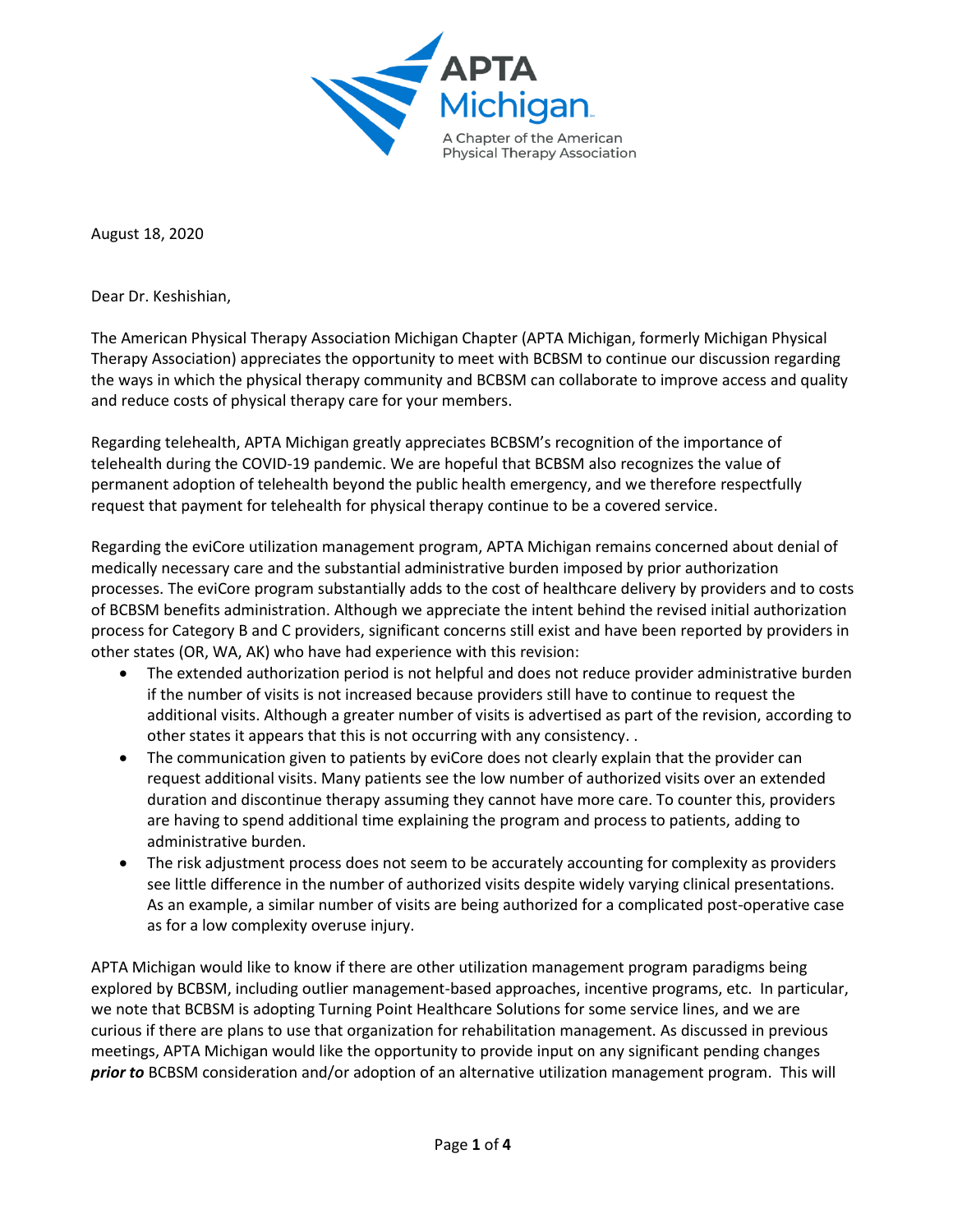APTA Michigan

A Chapter of the American Physical Therapy Association

August 18, 2020

Dear Dr. Keshishian,

The American Physical Therapy Association Michigan Chapter (APTA Michigan, formerly Michigan Physical Therapy Association) appreciates the opportunity to meet with BCBSM to continue our discussion regarding the ways in which the physical therapy community and BCBSM can collaborate to improve access and quality and reduce costs of physical therapy care for your members.

Regarding telehealth, APTA Michigan greatly appreciates BCBSM's recognition of the importance of telehealth during the COVID-19 pandemic. We are hopeful that BCBSM also recognizes the value of permanent adoption of telehealth beyond the public health emergency, and we therefore respectfully request that payment for telehealth for physical therapy continue to be a covered service.

Regarding the eviCore utilization management program, APTA Michigan remains concerned about denial of medically necessary care and the substantial administrative burden imposed by prior authorization processes. The eviCore program substantially adds to the cost of healthcare delivery by providers and to costs of BCBSM benefits administration. Although we appreciate the intent behind the revised initial authorization process for Category B and C providers, significant concerns still exist and have been reported by providers in other states (OR, WA, AK) who have had experience with this revision:

- The extended authorization period is not helpful and does not reduce provider administrative burden if the number of visits is not increased because providers still have to continue to request the additional visits. Although a greater number of visits is advertised as part of the revision, according to other states it appears that this is not occurring with any consistency. .
- The communication given to patients by eviCore does not clearly explain that the provider can request additional visits. Many patients see the low number of authorized visits over an extended duration and discontinue therapy assuming they cannot have more care. To counter this, providers are having to spend additional time explaining the program and process to patients, adding to administrative burden.
- The risk adjustment process does not seem to be accurately accounting for complexity as providers see little difference in the number of authorized visits despite widely varying clinical presentations. As an example, a similar number of visits are being authorized for a complicated post-operative case as for a low complexity overuse injury.

APTA Michigan would like to know if there are other utilization management program paradigms being explored by BCBSM, including outlier management-based approaches, incentive programs, etc. In particular, we note that BCBSM is adopting Turning Point Healthcare Solutions for some service lines, and we are curious if there are plans to use that organization for rehabilitation management. As discussed in previous meetings, APTA Michigan would like the opportunity to provide input on any significant pending changes ***prior to*** BCBSM consideration and/or adoption of an alternative utilization management program. This will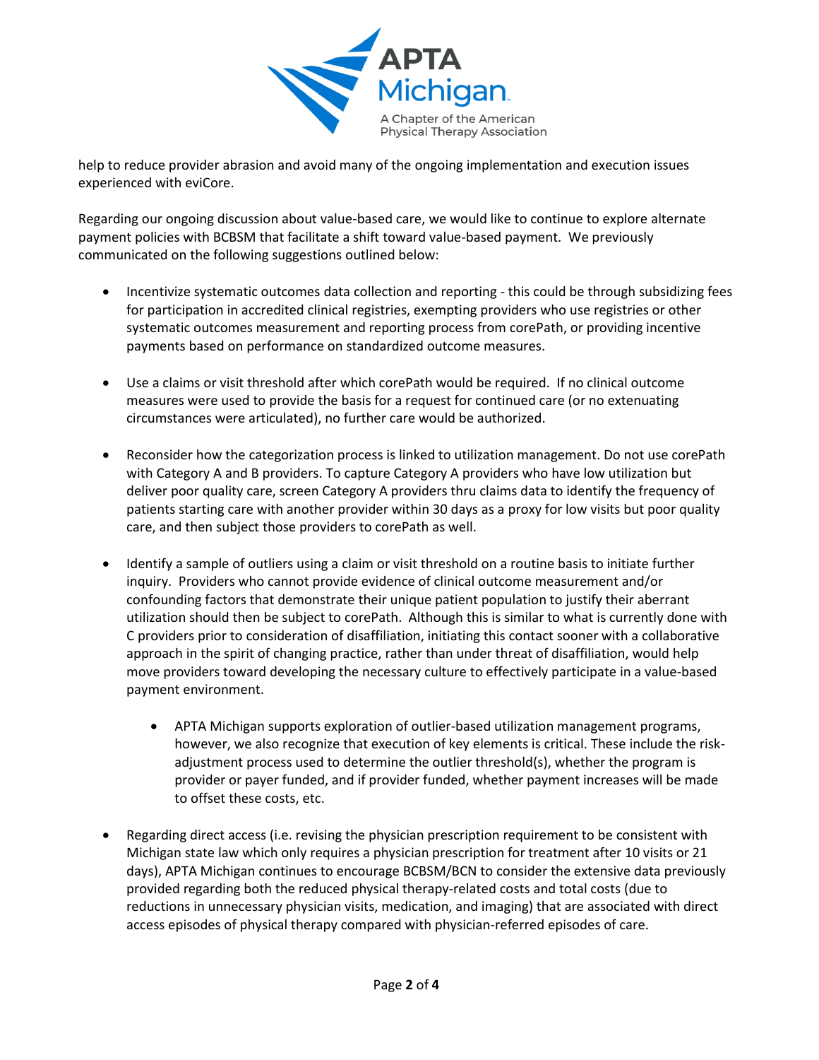help to reduce provider abrasion and avoid many of the ongoing implementation and execution issues experienced with eviCore.

Regarding our ongoing discussion about value-based care, we would like to continue to explore alternate payment policies with BCBSM that facilitate a shift toward value-based payment. We previously communicated on the following suggestions outlined below:

- Incentivize systematic outcomes data collection and reporting - this could be through subsidizing fees for participation in accredited clinical registries, exempting providers who use registries or other systematic outcomes measurement and reporting process from corePath, or providing incentive payments based on performance on standardized outcome measures.

- Use a claims or visit threshold after which corePath would be required. If no clinical outcome measures were used to provide the basis for a request for continued care (or no extenuating circumstances were articulated), no further care would be authorized.

- Reconsider how the categorization process is linked to utilization management. Do not use corePath with Category A and B providers. To capture Category A providers who have low utilization but deliver poor quality care, screen Category A providers thru claims data to identify the frequency of patients starting care with another provider within 30 days as a proxy for low visits but poor quality care, and then subject those providers to corePath as well.

- Identify a sample of outliers using a claim or visit threshold on a routine basis to initiate further inquiry. Providers who cannot provide evidence of clinical outcome measurement and/or confounding factors that demonstrate their unique patient population to justify their aberrant utilization should then be subject to corePath. Although this is similar to what is currently done with C providers prior to consideration of disaffiliation, initiating this contact sooner with a collaborative approach in the spirit of changing practice, rather than under threat of disaffiliation, would help move providers toward developing the necessary culture to effectively participate in a value-based payment environment.

  - APTA Michigan supports exploration of outlier-based utilization management programs, however, we also recognize that execution of key elements is critical. These include the risk-adjustment process used to determine the outlier threshold(s), whether the program is provider or payer funded, and if provider funded, whether payment increases will be made to offset these costs, etc.

- Regarding direct access (i.e. revising the physician prescription requirement to be consistent with Michigan state law which only requires a physician prescription for treatment after 10 visits or 21 days), APTA Michigan continues to encourage BCBSM/BCN to consider the extensive data previously provided regarding both the reduced physical therapy-related costs and total costs (due to reductions in unnecessary physician visits, medication, and imaging) that are associated with direct access episodes of physical therapy compared with physician-referred episodes of care.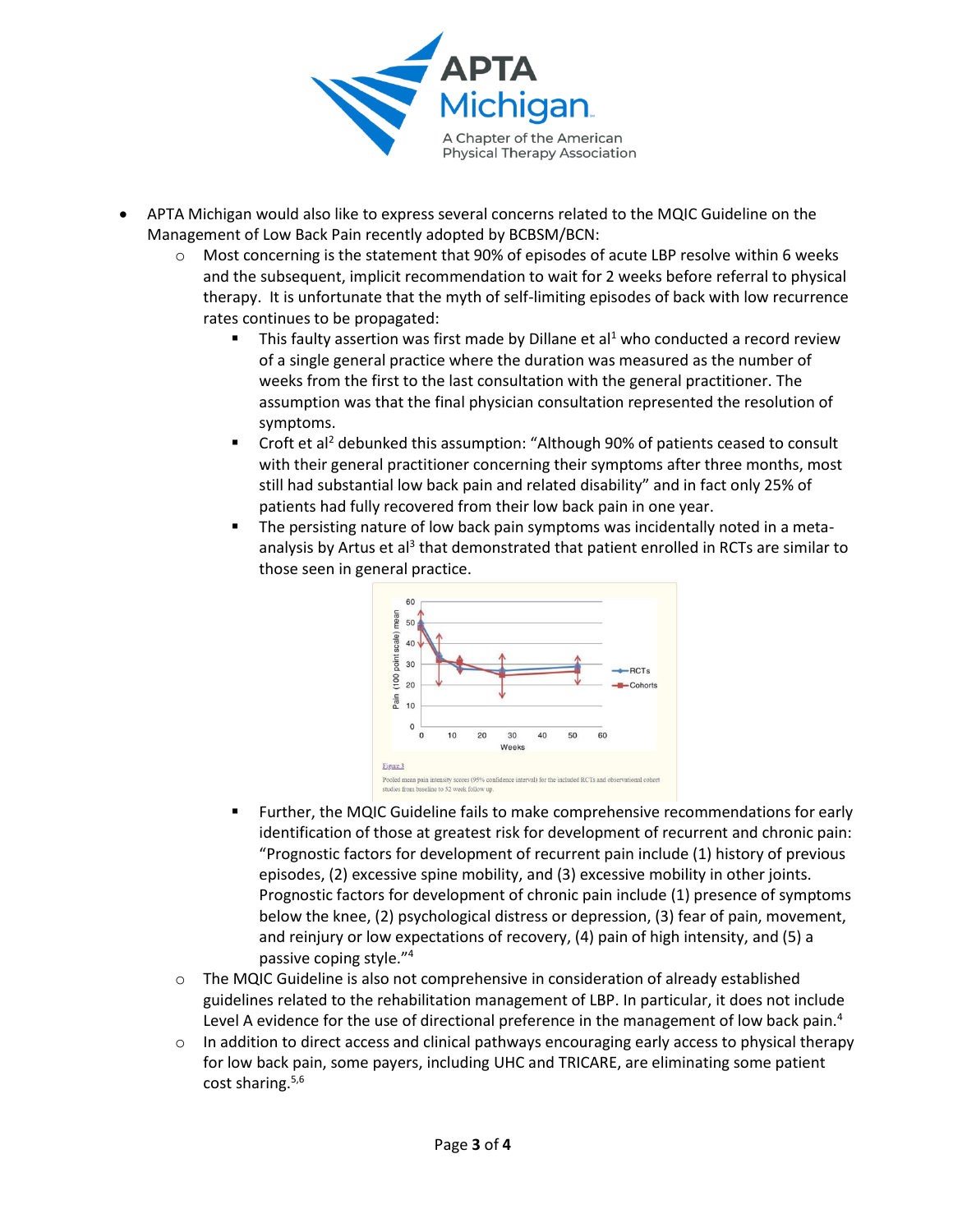- APTA Michigan would also like to express several concerns related to the MQIC Guideline on the Management of Low Back Pain recently adopted by BCBSM/BCN:
  - Most concerning is the statement that 90% of episodes of acute LBP resolve within 6 weeks and the subsequent, implicit recommendation to wait for 2 weeks before referral to physical therapy. It is unfortunate that the myth of self-limiting episodes of back with low recurrence rates continues to be propagated:
    - This faulty assertion was first made by Dillane et al[1] who conducted a record review of a single general practice where the duration was measured as the number of weeks from the first to the last consultation with the general practitioner. The assumption was that the final physician consultation represented the resolution of symptoms.
    - Croft et al[2] debunked this assumption: "Although 90% of patients ceased to consult with their general practitioner concerning their symptoms after three months, most still had substantial low back pain and related disability" and in fact only 25% of patients had fully recovered from their low back pain in one year.
    - The persisting nature of low back pain symptoms was incidentally noted in a meta-analysis by Artus et al[3] that demonstrated that patient enrolled in RCTs are similar to those seen in general practice.

      Figure 3

      Pooled mean pain intensity scores (95% confidence interval) for the included RCTs and observational cohort studies from baseline to 52 week follow up.
    - Further, the MQIC Guideline fails to make comprehensive recommendations for early identification of those at greatest risk for development of recurrent and chronic pain: "Prognostic factors for development of recurrent pain include (1) history of previous episodes, (2) excessive spine mobility, and (3) excessive mobility in other joints. Prognostic factors for development of chronic pain include (1) presence of symptoms below the knee, (2) psychological distress or depression, (3) fear of pain, movement, and reinjury or low expectations of recovery, (4) pain of high intensity, and (5) a passive coping style."[4]
  - The MQIC Guideline is also not comprehensive in consideration of already established guidelines related to the rehabilitation management of LBP. In particular, it does not include Level A evidence for the use of directional preference in the management of low back pain.[4]
  - In addition to direct access and clinical pathways encouraging early access to physical therapy for low back pain, some payers, including UHC and TRICARE, are eliminating some patient cost sharing.[5,6]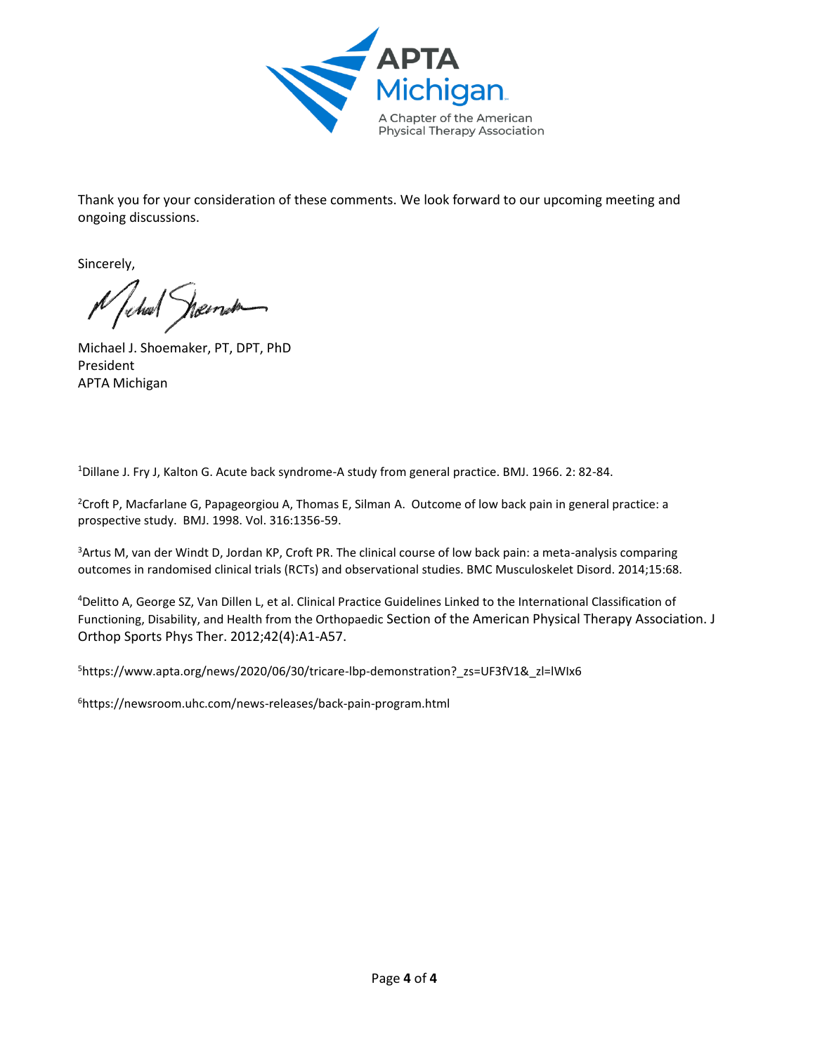Thank you for your consideration of these comments. We look forward to our upcoming meeting and ongoing discussions.

Sincerely,

Michael J. Shoemaker, PT, DPT, PhD
President
APTA Michigan

[1]Dillane J. Fry J, Kalton G. Acute back syndrome-A study from general practice. BMJ. 1966. 2: 82-84.

[2]Croft P, Macfarlane G, Papageorgiou A, Thomas E, Silman A. Outcome of low back pain in general practice: a prospective study. BMJ. 1998. Vol. 316:1356-59.

[3]Artus M, van der Windt D, Jordan KP, Croft PR. The clinical course of low back pain: a meta-analysis comparing outcomes in randomised clinical trials (RCTs) and observational studies. BMC Musculoskelet Disord. 2014;15:68.

[4]Delitto A, George SZ, Van Dillen L, et al. Clinical Practice Guidelines Linked to the International Classification of Functioning, Disability, and Health from the Orthopaedic Section of the American Physical Therapy Association. J Orthop Sports Phys Ther. 2012;42(4):A1-A57.

[5]https://www.apta.org/news/2020/06/30/tricare-lbp-demonstration?_zs=UF3fV1&_zl=lWIx6

[6]https://newsroom.uhc.com/news-releases/back-pain-program.html